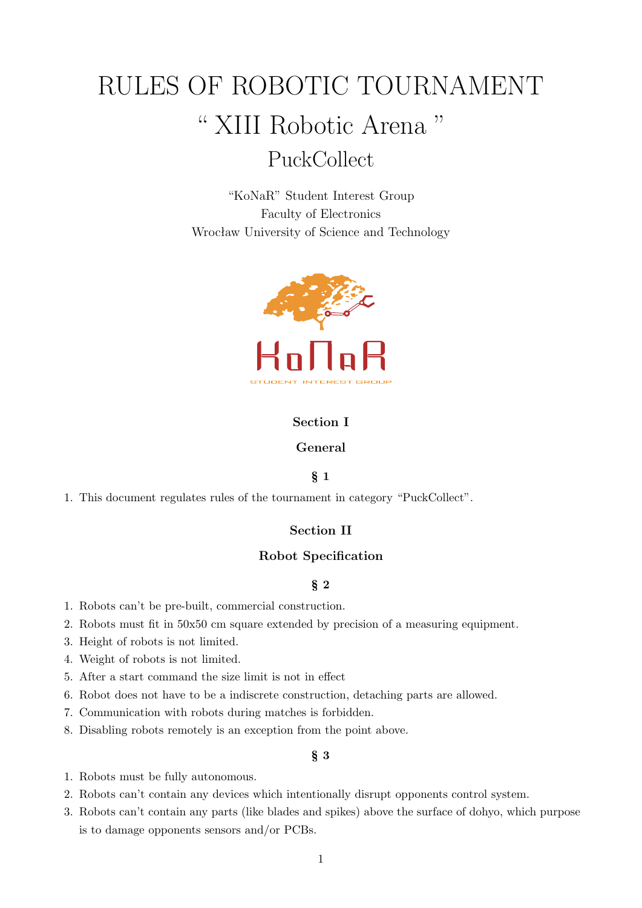# RULES OF ROBOTIC TOURNAMENT

## “ XIII Robotic Arena ”

## PuckCollect

“KoNaR” Student Interest Group
Faculty of Electronics
Wrocław University of Science and Technology

KoNaR
STUDENT INTEREST GROUP

### Section I

### General

#### § 1

1. This document regulates rules of the tournament in category “PuckCollect”.

### Section II

### Robot Specification

#### § 2

1. Robots can’t be pre-built, commercial construction.
2. Robots must fit in 50x50 cm square extended by precision of a measuring equipment.
3. Height of robots is not limited.
4. Weight of robots is not limited.
5. After a start command the size limit is not in effect
6. Robot does not have to be a indiscrete construction, detaching parts are allowed.
7. Communication with robots during matches is forbidden.
8. Disabling robots remotely is an exception from the point above.

#### § 3

1. Robots must be fully autonomous.
2. Robots can’t contain any devices which intentionally disrupt opponents control system.
3. Robots can’t contain any parts (like blades and spikes) above the surface of dohyo, which purpose is to damage opponents sensors and/or PCBs.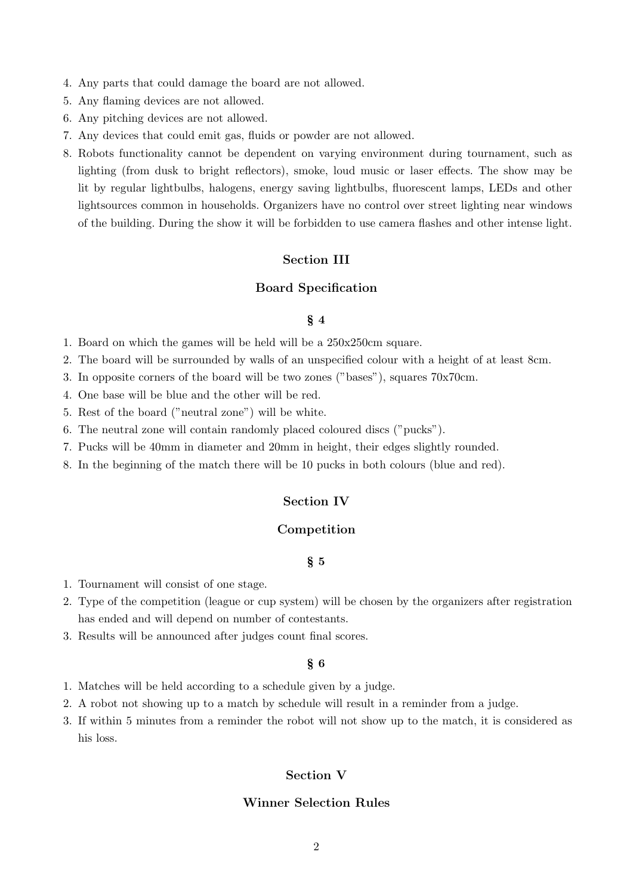4. Any parts that could damage the board are not allowed.
5. Any flaming devices are not allowed.
6. Any pitching devices are not allowed.
7. Any devices that could emit gas, fluids or powder are not allowed.
8. Robots functionality cannot be dependent on varying environment during tournament, such as lighting (from dusk to bright reflectors), smoke, loud music or laser effects. The show may be lit by regular lightbulbs, halogens, energy saving lightbulbs, fluorescent lamps, LEDs and other lightsources common in households. Organizers have no control over street lighting near windows of the building. During the show it will be forbidden to use camera flashes and other intense light.

## Section III

## Board Specification

### § 4

1. Board on which the games will be held will be a 250x250cm square.
2. The board will be surrounded by walls of an unspecified colour with a height of at least 8cm.
3. In opposite corners of the board will be two zones ("bases"), squares 70x70cm.
4. One base will be blue and the other will be red.
5. Rest of the board ("neutral zone") will be white.
6. The neutral zone will contain randomly placed coloured discs ("pucks").
7. Pucks will be 40mm in diameter and 20mm in height, their edges slightly rounded.
8. In the beginning of the match there will be 10 pucks in both colours (blue and red).

## Section IV

## Competition

### § 5

1. Tournament will consist of one stage.
2. Type of the competition (league or cup system) will be chosen by the organizers after registration has ended and will depend on number of contestants.
3. Results will be announced after judges count final scores.

### § 6

1. Matches will be held according to a schedule given by a judge.
2. A robot not showing up to a match by schedule will result in a reminder from a judge.
3. If within 5 minutes from a reminder the robot will not show up to the match, it is considered as his loss.

## Section V

## Winner Selection Rules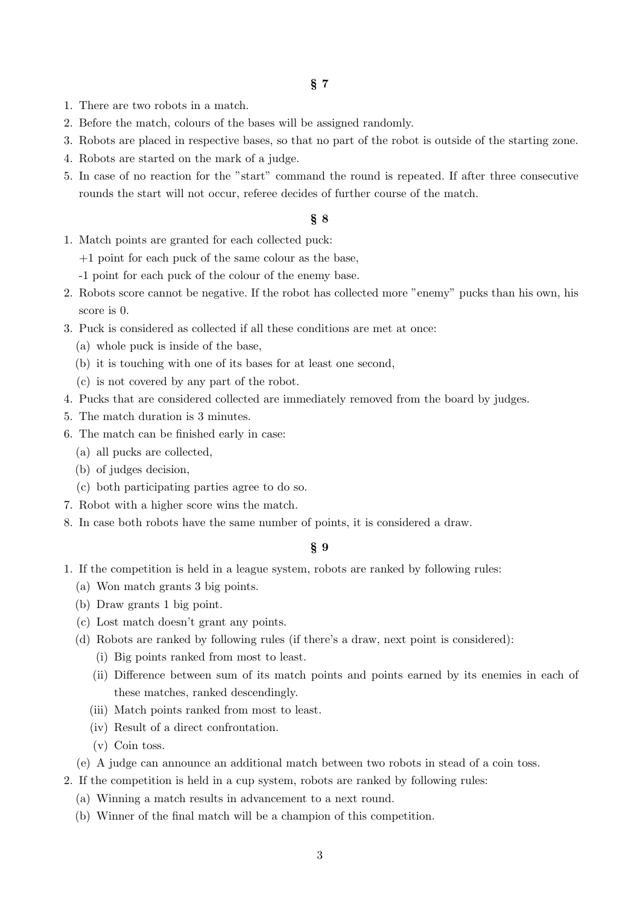## § 7

1. There are two robots in a match.
2. Before the match, colours of the bases will be assigned randomly.
3. Robots are placed in respective bases, so that no part of the robot is outside of the starting zone.
4. Robots are started on the mark of a judge.
5. In case of no reaction for the "start" command the round is repeated. If after three consecutive rounds the start will not occur, referee decides of further course of the match.

## § 8

1. Match points are granted for each collected puck:
   +1 point for each puck of the same colour as the base,
   -1 point for each puck of the colour of the enemy base.
2. Robots score cannot be negative. If the robot has collected more "enemy" pucks than his own, his score is 0.
3. Puck is considered as collected if all these conditions are met at once:
   (a) whole puck is inside of the base,
   (b) it is touching with one of its bases for at least one second,
   (c) is not covered by any part of the robot.
4. Pucks that are considered collected are immediately removed from the board by judges.
5. The match duration is 3 minutes.
6. The match can be finished early in case:
   (a) all pucks are collected,
   (b) of judges decision,
   (c) both participating parties agree to do so.
7. Robot with a higher score wins the match.
8. In case both robots have the same number of points, it is considered a draw.

## § 9

1. If the competition is held in a league system, robots are ranked by following rules:
   (a) Won match grants 3 big points.
   (b) Draw grants 1 big point.
   (c) Lost match doesn't grant any points.
   (d) Robots are ranked by following rules (if there's a draw, next point is considered):
      (i) Big points ranked from most to least.
      (ii) Difference between sum of its match points and points earned by its enemies in each of these matches, ranked descendingly.
      (iii) Match points ranked from most to least.
      (iv) Result of a direct confrontation.
      (v) Coin toss.
   (e) A judge can announce an additional match between two robots in stead of a coin toss.
2. If the competition is held in a cup system, robots are ranked by following rules:
   (a) Winning a match results in advancement to a next round.
   (b) Winner of the final match will be a champion of this competition.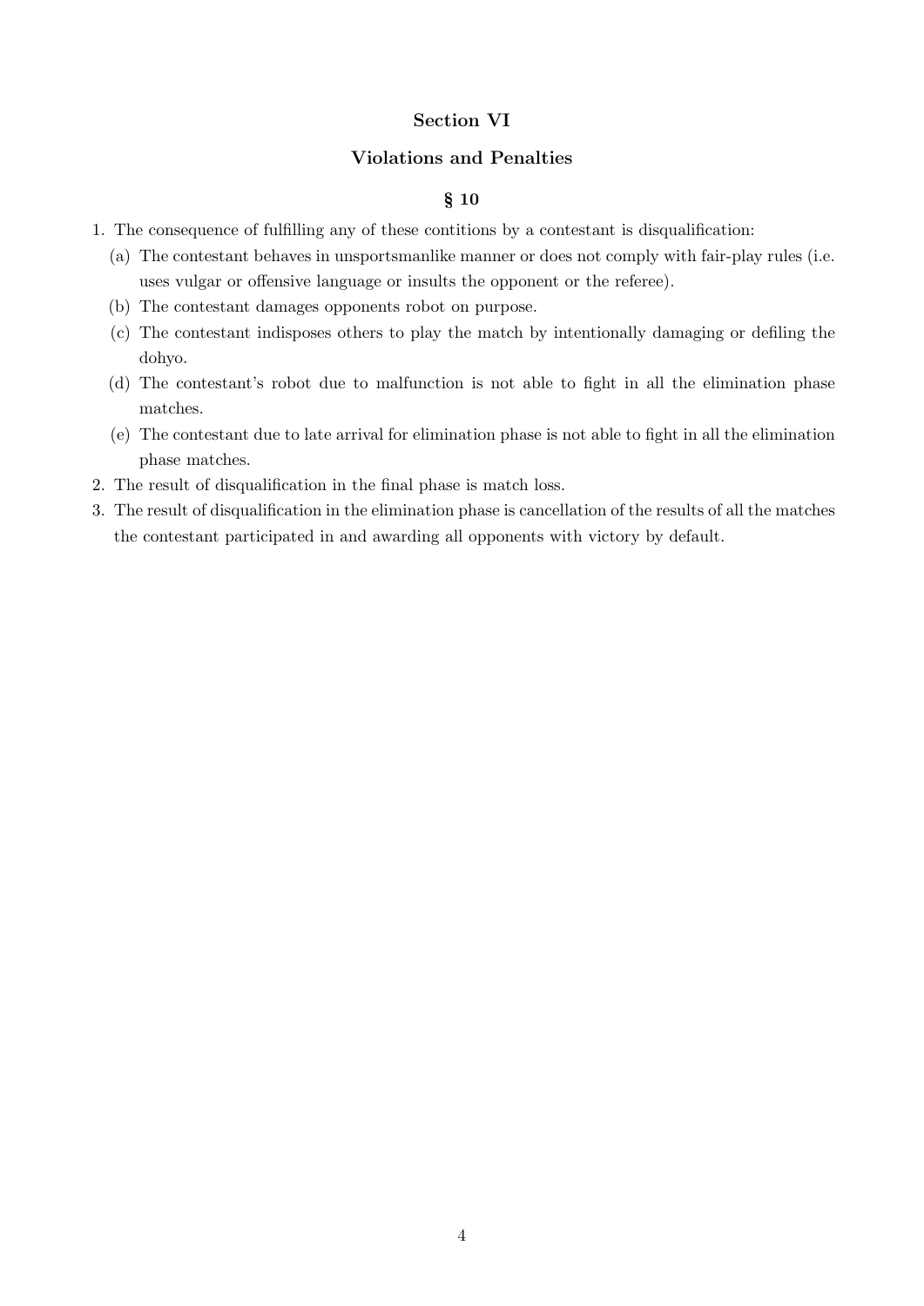## Section VI

## Violations and Penalties

### § 10

1. The consequence of fulfilling any of these contitions by a contestant is disqualification:
   (a) The contestant behaves in unsportsmanlike manner or does not comply with fair-play rules (i.e. uses vulgar or offensive language or insults the opponent or the referee).
   (b) The contestant damages opponents robot on purpose.
   (c) The contestant indisposes others to play the match by intentionally damaging or defiling the dohyo.
   (d) The contestant's robot due to malfunction is not able to fight in all the elimination phase matches.
   (e) The contestant due to late arrival for elimination phase is not able to fight in all the elimination phase matches.
2. The result of disqualification in the final phase is match loss.
3. The result of disqualification in the elimination phase is cancellation of the results of all the matches the contestant participated in and awarding all opponents with victory by default.